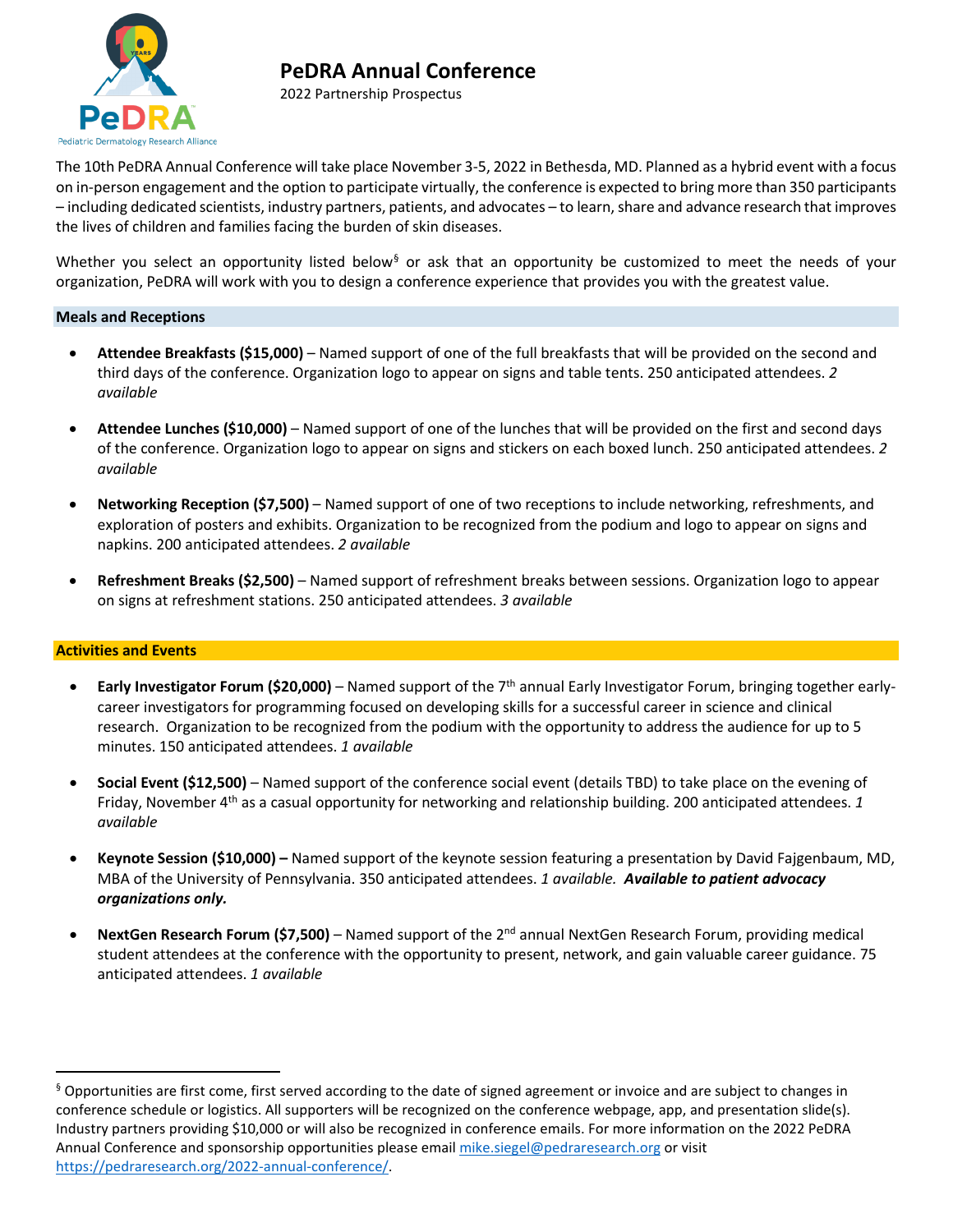# PeDRA Annual Conference

2022 Partnership Prospectus

PeDRA
Pediatric Dermatology Research Alliance

The 10th PeDRA Annual Conference will take place November 3-5, 2022 in Bethesda, MD. Planned as a hybrid event with a focus on in-person engagement and the option to participate virtually, the conference is expected to bring more than 350 participants – including dedicated scientists, industry partners, patients, and advocates – to learn, share and advance research that improves the lives of children and families facing the burden of skin diseases.

Whether you select an opportunity listed below[§] or ask that an opportunity be customized to meet the needs of your organization, PeDRA will work with you to design a conference experience that provides you with the greatest value.

## Meals and Receptions

- **Attendee Breakfasts ($15,000)** – Named support of one of the full breakfasts that will be provided on the second and third days of the conference. Organization logo to appear on signs and table tents. 250 anticipated attendees. *2 available*

- **Attendee Lunches ($10,000)** – Named support of one of the lunches that will be provided on the first and second days of the conference. Organization logo to appear on signs and stickers on each boxed lunch. 250 anticipated attendees. *2 available*

- **Networking Reception ($7,500)** – Named support of one of two receptions to include networking, refreshments, and exploration of posters and exhibits. Organization to be recognized from the podium and logo to appear on signs and napkins. 200 anticipated attendees. *2 available*

- **Refreshment Breaks ($2,500)** – Named support of refreshment breaks between sessions. Organization logo to appear on signs at refreshment stations. 250 anticipated attendees. *3 available*

## Activities and Events

- **Early Investigator Forum ($20,000)** – Named support of the 7th annual Early Investigator Forum, bringing together early-career investigators for programming focused on developing skills for a successful career in science and clinical research. Organization to be recognized from the podium with the opportunity to address the audience for up to 5 minutes. 150 anticipated attendees. *1 available*

- **Social Event ($12,500)** – Named support of the conference social event (details TBD) to take place on the evening of Friday, November 4th as a casual opportunity for networking and relationship building. 200 anticipated attendees. *1 available*

- **Keynote Session ($10,000) –** Named support of the keynote session featuring a presentation by David Fajgenbaum, MD, MBA of the University of Pennsylvania. 350 anticipated attendees. *1 available.* ***Available to patient advocacy organizations only.***

- **NextGen Research Forum ($7,500)** – Named support of the 2nd annual NextGen Research Forum, providing medical student attendees at the conference with the opportunity to present, network, and gain valuable career guidance. 75 anticipated attendees. *1 available*

---

[§] Opportunities are first come, first served according to the date of signed agreement or invoice and are subject to changes in conference schedule or logistics. All supporters will be recognized on the conference webpage, app, and presentation slide(s). Industry partners providing $10,000 or will also be recognized in conference emails. For more information on the 2022 PeDRA Annual Conference and sponsorship opportunities please email mike.siegel@pedraresearch.org or visit https://pedraresearch.org/2022-annual-conference/.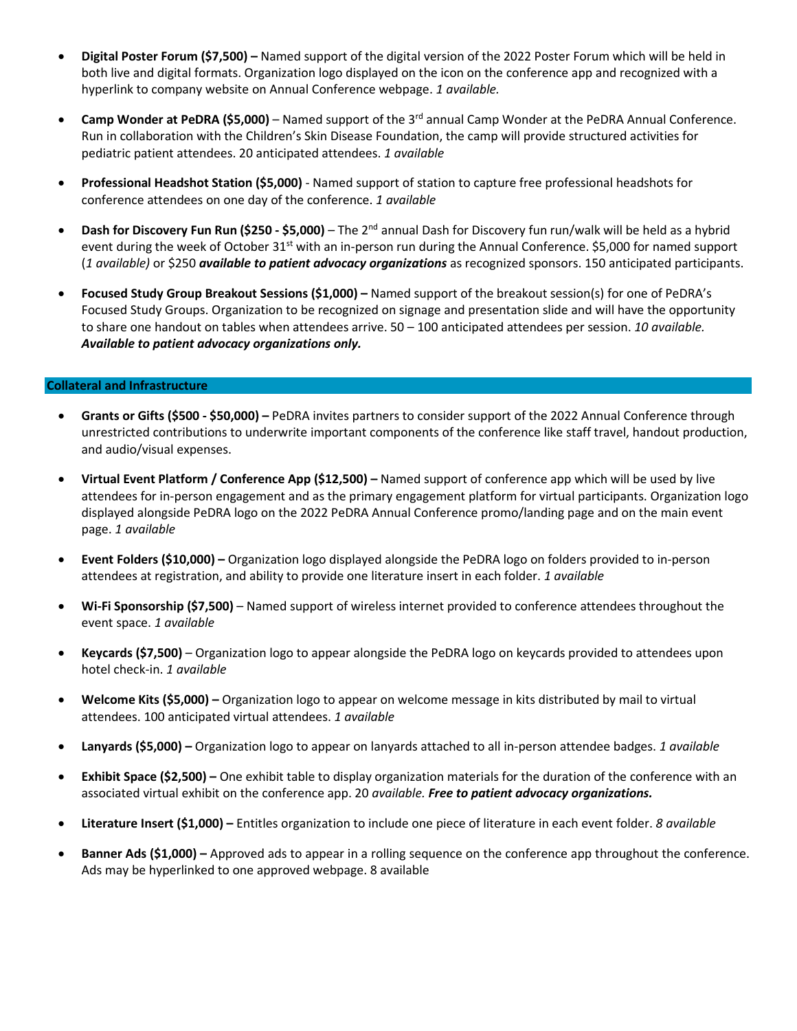- **Digital Poster Forum ($7,500) –** Named support of the digital version of the 2022 Poster Forum which will be held in both live and digital formats. Organization logo displayed on the icon on the conference app and recognized with a hyperlink to company website on Annual Conference webpage. *1 available.*

- **Camp Wonder at PeDRA ($5,000)** – Named support of the 3rd annual Camp Wonder at the PeDRA Annual Conference. Run in collaboration with the Children's Skin Disease Foundation, the camp will provide structured activities for pediatric patient attendees. 20 anticipated attendees. *1 available*

- **Professional Headshot Station ($5,000)** - Named support of station to capture free professional headshots for conference attendees on one day of the conference. *1 available*

- **Dash for Discovery Fun Run ($250 - $5,000)** – The 2nd annual Dash for Discovery fun run/walk will be held as a hybrid event during the week of October 31st with an in-person run during the Annual Conference. $5,000 for named support (*1 available)* or $250 ***available to patient advocacy organizations*** as recognized sponsors. 150 anticipated participants.

- **Focused Study Group Breakout Sessions ($1,000) –** Named support of the breakout session(s) for one of PeDRA's Focused Study Groups. Organization to be recognized on signage and presentation slide and will have the opportunity to share one handout on tables when attendees arrive. 50 – 100 anticipated attendees per session. *10 available.* ***Available to patient advocacy organizations only.***

## Collateral and Infrastructure

- **Grants or Gifts ($500 - $50,000) –** PeDRA invites partners to consider support of the 2022 Annual Conference through unrestricted contributions to underwrite important components of the conference like staff travel, handout production, and audio/visual expenses.

- **Virtual Event Platform / Conference App ($12,500) –** Named support of conference app which will be used by live attendees for in-person engagement and as the primary engagement platform for virtual participants. Organization logo displayed alongside PeDRA logo on the 2022 PeDRA Annual Conference promo/landing page and on the main event page. *1 available*

- **Event Folders ($10,000) –** Organization logo displayed alongside the PeDRA logo on folders provided to in-person attendees at registration, and ability to provide one literature insert in each folder. *1 available*

- **Wi-Fi Sponsorship ($7,500)** – Named support of wireless internet provided to conference attendees throughout the event space. *1 available*

- **Keycards ($7,500)** – Organization logo to appear alongside the PeDRA logo on keycards provided to attendees upon hotel check-in. *1 available*

- **Welcome Kits ($5,000) –** Organization logo to appear on welcome message in kits distributed by mail to virtual attendees. 100 anticipated virtual attendees. *1 available*

- **Lanyards ($5,000) –** Organization logo to appear on lanyards attached to all in-person attendee badges. *1 available*

- **Exhibit Space ($2,500) –** One exhibit table to display organization materials for the duration of the conference with an associated virtual exhibit on the conference app. 20 *available.* ***Free to patient advocacy organizations.***

- **Literature Insert ($1,000) –** Entitles organization to include one piece of literature in each event folder. *8 available*

- **Banner Ads ($1,000) –** Approved ads to appear in a rolling sequence on the conference app throughout the conference. Ads may be hyperlinked to one approved webpage. 8 available